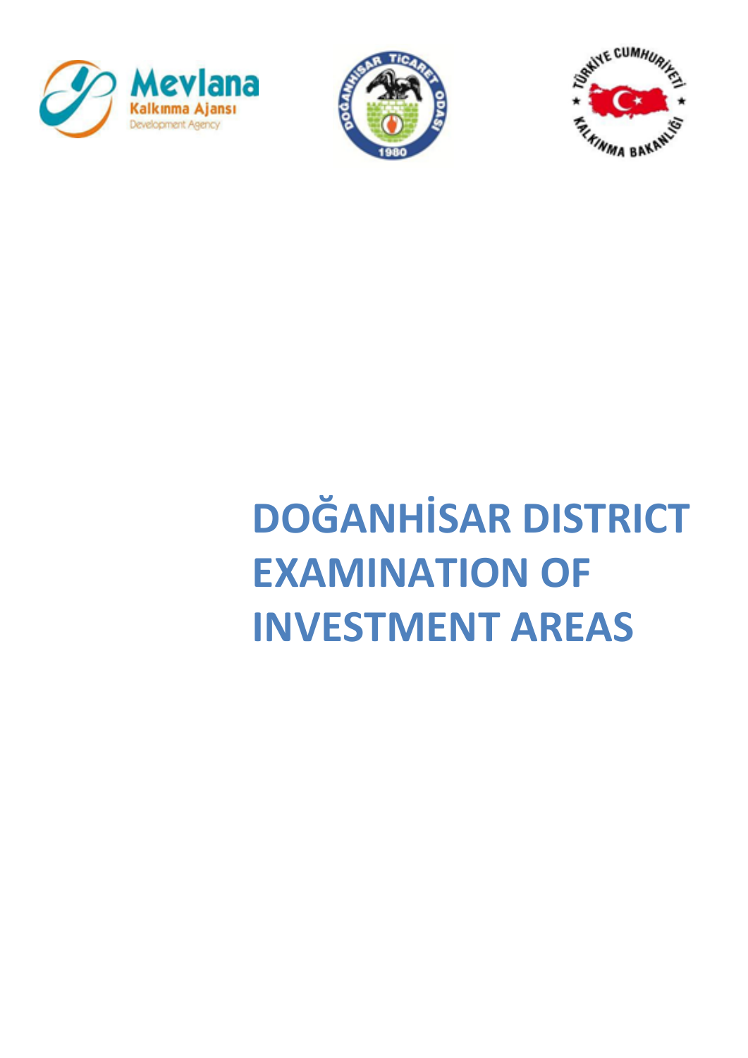# DOĞANHİSAR DISTRICT EXAMINATION OF INVESTMENT AREAS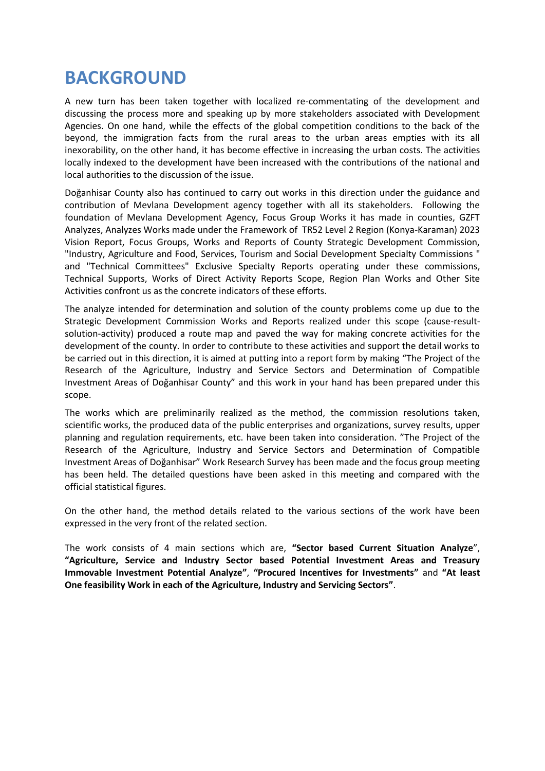# BACKGROUND

A new turn has been taken together with localized re-commentating of the development and discussing the process more and speaking up by more stakeholders associated with Development Agencies. On one hand, while the effects of the global competition conditions to the back of the beyond, the immigration facts from the rural areas to the urban areas empties with its all inexorability, on the other hand, it has become effective in increasing the urban costs. The activities locally indexed to the development have been increased with the contributions of the national and local authorities to the discussion of the issue.

Doğanhisar County also has continued to carry out works in this direction under the guidance and contribution of Mevlana Development agency together with all its stakeholders. Following the foundation of Mevlana Development Agency, Focus Group Works it has made in counties, GZFT Analyzes, Analyzes Works made under the Framework of TR52 Level 2 Region (Konya-Karaman) 2023 Vision Report, Focus Groups, Works and Reports of County Strategic Development Commission, "Industry, Agriculture and Food, Services, Tourism and Social Development Specialty Commissions " and "Technical Committees" Exclusive Specialty Reports operating under these commissions, Technical Supports, Works of Direct Activity Reports Scope, Region Plan Works and Other Site Activities confront us as the concrete indicators of these efforts.

The analyze intended for determination and solution of the county problems come up due to the Strategic Development Commission Works and Reports realized under this scope (cause-result-solution-activity) produced a route map and paved the way for making concrete activities for the development of the county. In order to contribute to these activities and support the detail works to be carried out in this direction, it is aimed at putting into a report form by making "The Project of the Research of the Agriculture, Industry and Service Sectors and Determination of Compatible Investment Areas of Doğanhisar County" and this work in your hand has been prepared under this scope.

The works which are preliminarily realized as the method, the commission resolutions taken, scientific works, the produced data of the public enterprises and organizations, survey results, upper planning and regulation requirements, etc. have been taken into consideration. "The Project of the Research of the Agriculture, Industry and Service Sectors and Determination of Compatible Investment Areas of Doğanhisar" Work Research Survey has been made and the focus group meeting has been held. The detailed questions have been asked in this meeting and compared with the official statistical figures.

On the other hand, the method details related to the various sections of the work have been expressed in the very front of the related section.

The work consists of 4 main sections which are, **"Sector based Current Situation Analyze"**, **"Agriculture, Service and Industry Sector based Potential Investment Areas and Treasury Immovable Investment Potential Analyze"**, **"Procured Incentives for Investments"** and **"At least One feasibility Work in each of the Agriculture, Industry and Servicing Sectors"**.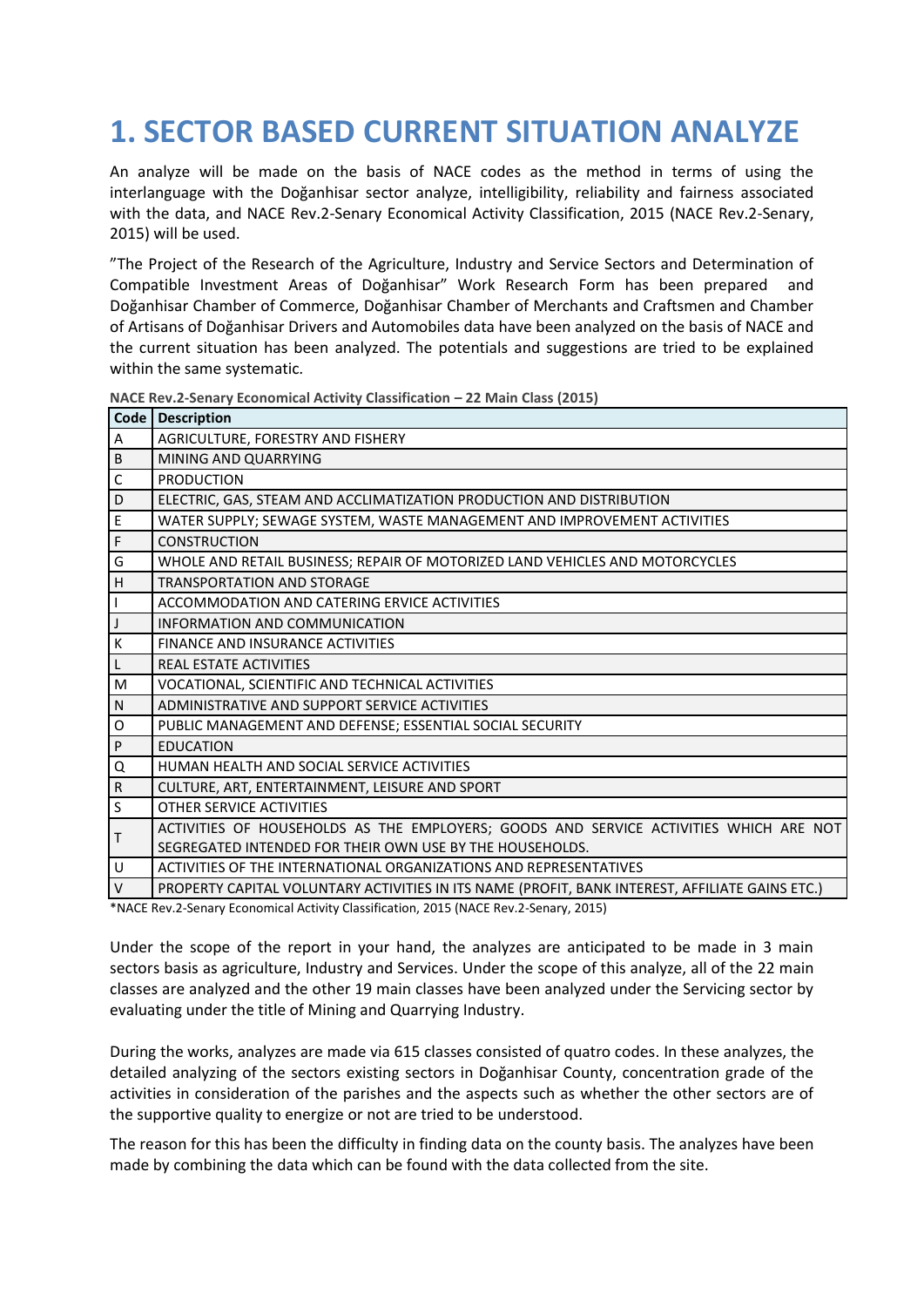# 1. SECTOR BASED CURRENT SITUATION ANALYZE

An analyze will be made on the basis of NACE codes as the method in terms of using the interlanguage with the Doğanhisar sector analyze, intelligibility, reliability and fairness associated with the data, and NACE Rev.2-Senary Economical Activity Classification, 2015 (NACE Rev.2-Senary, 2015) will be used.

”The Project of the Research of the Agriculture, Industry and Service Sectors and Determination of Compatible Investment Areas of Doğanhisar” Work Research Form has been prepared and Doğanhisar Chamber of Commerce, Doğanhisar Chamber of Merchants and Craftsmen and Chamber of Artisans of Doğanhisar Drivers and Automobiles data have been analyzed on the basis of NACE and the current situation has been analyzed. The potentials and suggestions are tried to be explained within the same systematic.

**NACE Rev.2-Senary Economical Activity Classification – 22 Main Class (2015)**

| Code | Description |
|---|---|
| A | AGRICULTURE, FORESTRY AND FISHERY |
| B | MINING AND QUARRYING |
| C | PRODUCTION |
| D | ELECTRIC, GAS, STEAM AND ACCLIMATIZATION PRODUCTION AND DISTRIBUTION |
| E | WATER SUPPLY; SEWAGE SYSTEM, WASTE MANAGEMENT AND IMPROVEMENT ACTIVITIES |
| F | CONSTRUCTION |
| G | WHOLE AND RETAIL BUSINESS; REPAIR OF MOTORIZED LAND VEHICLES AND MOTORCYCLES |
| H | TRANSPORTATION AND STORAGE |
| I | ACCOMMODATION AND CATERING ERVICE ACTIVITIES |
| J | INFORMATION AND COMMUNICATION |
| K | FINANCE AND INSURANCE ACTIVITIES |
| L | REAL ESTATE ACTIVITIES |
| M | VOCATIONAL, SCIENTIFIC AND TECHNICAL ACTIVITIES |
| N | ADMINISTRATIVE AND SUPPORT SERVICE ACTIVITIES |
| O | PUBLIC MANAGEMENT AND DEFENSE; ESSENTIAL SOCIAL SECURITY |
| P | EDUCATION |
| Q | HUMAN HEALTH AND SOCIAL SERVICE ACTIVITIES |
| R | CULTURE, ART, ENTERTAINMENT, LEISURE AND SPORT |
| S | OTHER SERVICE ACTIVITIES |
| T | ACTIVITIES OF HOUSEHOLDS AS THE EMPLOYERS; GOODS AND SERVICE ACTIVITIES WHICH ARE NOT SEGREGATED INTENDED FOR THEIR OWN USE BY THE HOUSEHOLDS. |
| U | ACTIVITIES OF THE INTERNATIONAL ORGANIZATIONS AND REPRESENTATIVES |
| V | PROPERTY CAPITAL VOLUNTARY ACTIVITIES IN ITS NAME (PROFIT, BANK INTEREST, AFFILIATE GAINS ETC.) |

*NACE Rev.2-Senary Economical Activity Classification, 2015 (NACE Rev.2-Senary, 2015)

Under the scope of the report in your hand, the analyzes are anticipated to be made in 3 main sectors basis as agriculture, Industry and Services. Under the scope of this analyze, all of the 22 main classes are analyzed and the other 19 main classes have been analyzed under the Servicing sector by evaluating under the title of Mining and Quarrying Industry.

During the works, analyzes are made via 615 classes consisted of quatro codes. In these analyzes, the detailed analyzing of the sectors existing sectors in Doğanhisar County, concentration grade of the activities in consideration of the parishes and the aspects such as whether the other sectors are of the supportive quality to energize or not are tried to be understood.

The reason for this has been the difficulty in finding data on the county basis. The analyzes have been made by combining the data which can be found with the data collected from the site.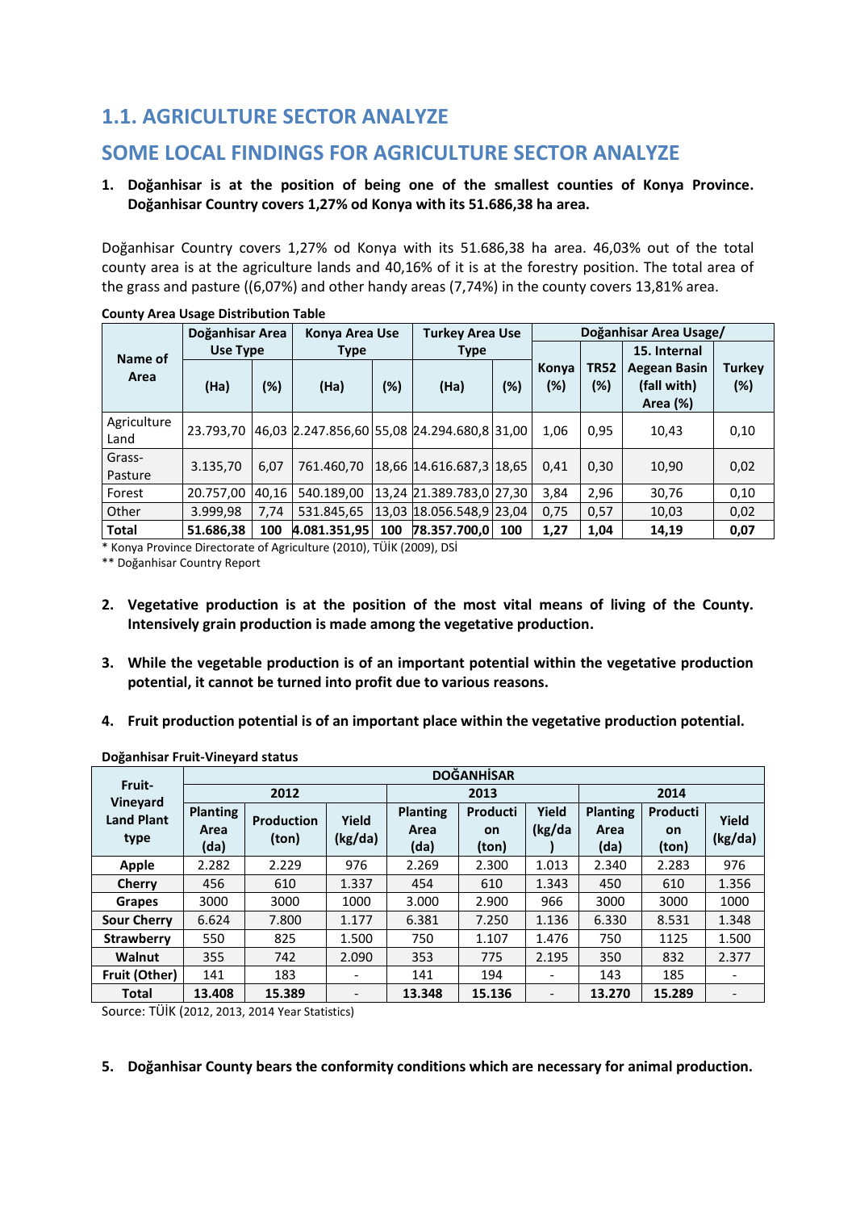## 1.1. AGRICULTURE SECTOR ANALYZE

## SOME LOCAL FINDINGS FOR AGRICULTURE SECTOR ANALYZE

1. **Doğanhisar is at the position of being one of the smallest counties of Konya Province. Doğanhisar Country covers 1,27% od Konya with its 51.686,38 ha area.**

Doğanhisar Country covers 1,27% od Konya with its 51.686,38 ha area. 46,03% out of the total county area is at the agriculture lands and 40,16% of it is at the forestry position. The total area of the grass and pasture ((6,07%) and other handy areas (7,74%) in the county covers 13,81% area.

**County Area Usage Distribution Table**

| Name of Area | Doğanhisar Area Use Type | | Konya Area Use Type | | Turkey Area Use Type | | Doğanhisar Area Usage/ | | | |
|---|---|---|---|---|---|---|---|---|---|---|
| | (Ha) | (%) | (Ha) | (%) | (Ha) | (%) | Konya (%) | TR52 (%) | 15. Internal Aegean Basin (fall with) Area (%) | Turkey (%) |
| Agriculture Land | 23.793,70 | 46,03 | 2.247.856,60 | 55,08 | 24.294.680,8 | 31,00 | 1,06 | 0,95 | 10,43 | 0,10 |
| Grass-Pasture | 3.135,70 | 6,07 | 761.460,70 | 18,66 | 14.616.687,3 | 18,65 | 0,41 | 0,30 | 10,90 | 0,02 |
| Forest | 20.757,00 | 40,16 | 540.189,00 | 13,24 | 21.389.783,0 | 27,30 | 3,84 | 2,96 | 30,76 | 0,10 |
| Other | 3.999,98 | 7,74 | 531.845,65 | 13,03 | 18.056.548,9 | 23,04 | 0,75 | 0,57 | 10,03 | 0,02 |
| **Total** | **51.686,38** | **100** | **4.081.351,95** | **100** | **78.357.700,0** | **100** | **1,27** | **1,04** | **14,19** | **0,07** |

\* Konya Province Directorate of Agriculture (2010), TÜİK (2009), DSİ

\*\* Doğanhisar Country Report

2. **Vegetative production is at the position of the most vital means of living of the County. Intensively grain production is made among the vegetative production.**

3. **While the vegetable production is of an important potential within the vegetative production potential, it cannot be turned into profit due to various reasons.**

4. **Fruit production potential is of an important place within the vegetative production potential.**

**Doğanhisar Fruit-Vineyard status**

| Fruit-Vineyard Land Plant type | DOĞANHİSAR | | | | | | | | |
|---|---|---|---|---|---|---|---|---|---|
| | 2012 | | | 2013 | | | 2014 | | |
| | Planting Area (da) | Production (ton) | Yield (kg/da) | Planting Area (da) | Production (ton) | Yield (kg/da) | Planting Area (da) | Production (ton) | Yield (kg/da) |
| **Apple** | 2.282 | 2.229 | 976 | 2.269 | 2.300 | 1.013 | 2.340 | 2.283 | 976 |
| **Cherry** | 456 | 610 | 1.337 | 454 | 610 | 1.343 | 450 | 610 | 1.356 |
| **Grapes** | 3000 | 3000 | 1000 | 3.000 | 2.900 | 966 | 3000 | 3000 | 1000 |
| **Sour Cherry** | 6.624 | 7.800 | 1.177 | 6.381 | 7.250 | 1.136 | 6.330 | 8.531 | 1.348 |
| **Strawberry** | 550 | 825 | 1.500 | 750 | 1.107 | 1.476 | 750 | 1125 | 1.500 |
| **Walnut** | 355 | 742 | 2.090 | 353 | 775 | 2.195 | 350 | 832 | 2.377 |
| **Fruit (Other)** | 141 | 183 | - | 141 | 194 | - | 143 | 185 | - |
| **Total** | **13.408** | **15.389** | - | **13.348** | **15.136** | - | **13.270** | **15.289** | - |

Source: TÜİK (2012, 2013, 2014 Year Statistics)

5. **Doğanhisar County bears the conformity conditions which are necessary for animal production.**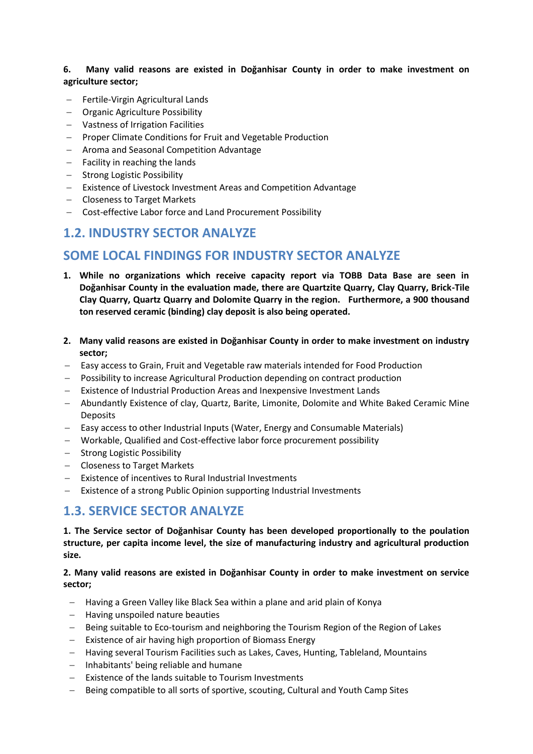**6. Many valid reasons are existed in Doğanhisar County in order to make investment on agriculture sector;**

- Fertile-Virgin Agricultural Lands
- Organic Agriculture Possibility
- Vastness of Irrigation Facilities
- Proper Climate Conditions for Fruit and Vegetable Production
- Aroma and Seasonal Competition Advantage
- Facility in reaching the lands
- Strong Logistic Possibility
- Existence of Livestock Investment Areas and Competition Advantage
- Closeness to Target Markets
- Cost-effective Labor force and Land Procurement Possibility

## 1.2. INDUSTRY SECTOR ANALYZE

## SOME LOCAL FINDINGS FOR INDUSTRY SECTOR ANALYZE

1. **While no organizations which receive capacity report via TOBB Data Base are seen in Doğanhisar County in the evaluation made, there are Quartzite Quarry, Clay Quarry, Brick-Tile Clay Quarry, Quartz Quarry and Dolomite Quarry in the region. Furthermore, a 900 thousand ton reserved ceramic (binding) clay deposit is also being operated.**

2. **Many valid reasons are existed in Doğanhisar County in order to make investment on industry sector;**

- Easy access to Grain, Fruit and Vegetable raw materials intended for Food Production
- Possibility to increase Agricultural Production depending on contract production
- Existence of Industrial Production Areas and Inexpensive Investment Lands
- Abundantly Existence of clay, Quartz, Barite, Limonite, Dolomite and White Baked Ceramic Mine Deposits
- Easy access to other Industrial Inputs (Water, Energy and Consumable Materials)
- Workable, Qualified and Cost-effective labor force procurement possibility
- Strong Logistic Possibility
- Closeness to Target Markets
- Existence of incentives to Rural Industrial Investments
- Existence of a strong Public Opinion supporting Industrial Investments

## 1.3. SERVICE SECTOR ANALYZE

**1. The Service sector of Doğanhisar County has been developed proportionally to the poulation structure, per capita income level, the size of manufacturing industry and agricultural production size.**

**2. Many valid reasons are existed in Doğanhisar County in order to make investment on service sector;**

- Having a Green Valley like Black Sea within a plane and arid plain of Konya
- Having unspoiled nature beauties
- Being suitable to Eco-tourism and neighboring the Tourism Region of the Region of Lakes
- Existence of air having high proportion of Biomass Energy
- Having several Tourism Facilities such as Lakes, Caves, Hunting, Tableland, Mountains
- Inhabitants' being reliable and humane
- Existence of the lands suitable to Tourism Investments
- Being compatible to all sorts of sportive, scouting, Cultural and Youth Camp Sites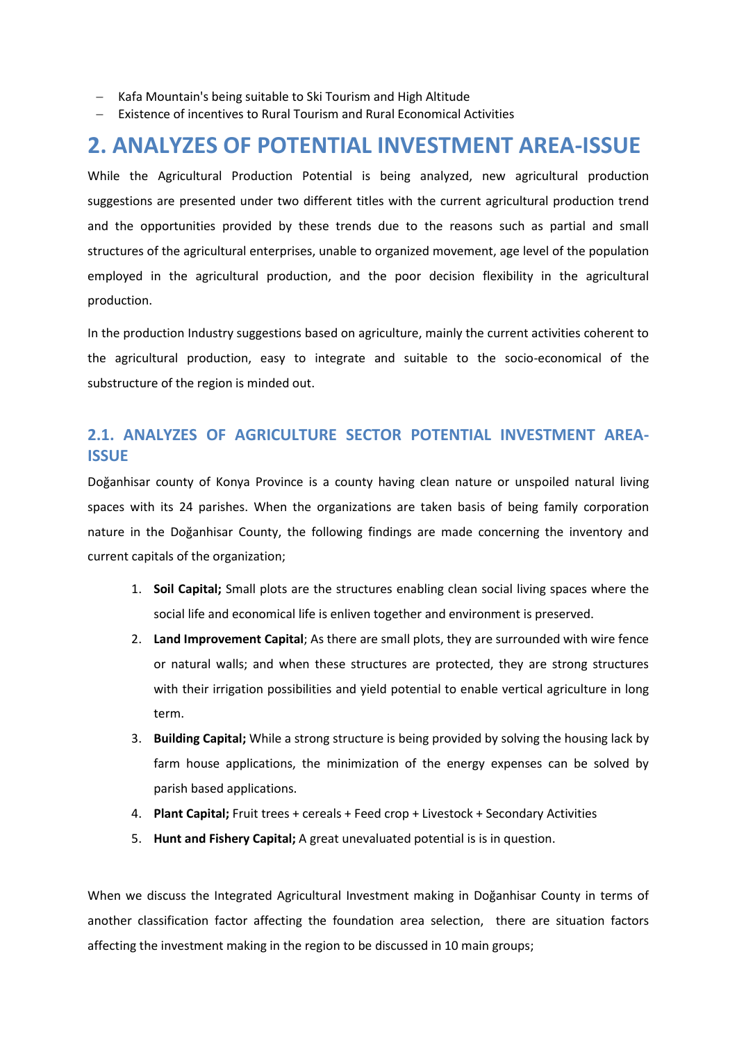- Kafa Mountain's being suitable to Ski Tourism and High Altitude
- Existence of incentives to Rural Tourism and Rural Economical Activities

# 2. ANALYZES OF POTENTIAL INVESTMENT AREA-ISSUE

While the Agricultural Production Potential is being analyzed, new agricultural production suggestions are presented under two different titles with the current agricultural production trend and the opportunities provided by these trends due to the reasons such as partial and small structures of the agricultural enterprises, unable to organized movement, age level of the population employed in the agricultural production, and the poor decision flexibility in the agricultural production.

In the production Industry suggestions based on agriculture, mainly the current activities coherent to the agricultural production, easy to integrate and suitable to the socio-economical of the substructure of the region is minded out.

## 2.1. ANALYZES OF AGRICULTURE SECTOR POTENTIAL INVESTMENT AREA-ISSUE

Doğanhisar county of Konya Province is a county having clean nature or unspoiled natural living spaces with its 24 parishes. When the organizations are taken basis of being family corporation nature in the Doğanhisar County, the following findings are made concerning the inventory and current capitals of the organization;

1. **Soil Capital;** Small plots are the structures enabling clean social living spaces where the social life and economical life is enliven together and environment is preserved.
2. **Land Improvement Capital**; As there are small plots, they are surrounded with wire fence or natural walls; and when these structures are protected, they are strong structures with their irrigation possibilities and yield potential to enable vertical agriculture in long term.
3. **Building Capital;** While a strong structure is being provided by solving the housing lack by farm house applications, the minimization of the energy expenses can be solved by parish based applications.
4. **Plant Capital;** Fruit trees + cereals + Feed crop + Livestock + Secondary Activities
5. **Hunt and Fishery Capital;** A great unevaluated potential is is in question.

When we discuss the Integrated Agricultural Investment making in Doğanhisar County in terms of another classification factor affecting the foundation area selection, there are situation factors affecting the investment making in the region to be discussed in 10 main groups;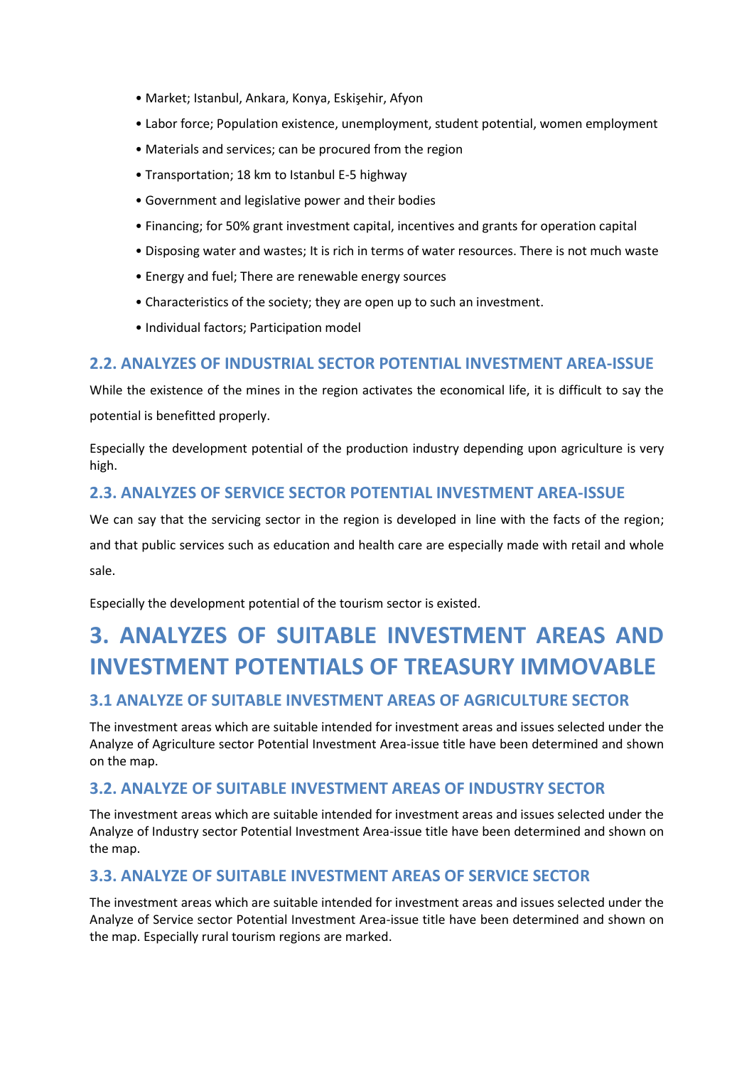- Market; Istanbul, Ankara, Konya, Eskişehir, Afyon
- Labor force; Population existence, unemployment, student potential, women employment
- Materials and services; can be procured from the region
- Transportation; 18 km to Istanbul E-5 highway
- Government and legislative power and their bodies
- Financing; for 50% grant investment capital, incentives and grants for operation capital
- Disposing water and wastes; It is rich in terms of water resources. There is not much waste
- Energy and fuel; There are renewable energy sources
- Characteristics of the society; they are open up to such an investment.
- Individual factors; Participation model

### 2.2. ANALYZES OF INDUSTRIAL SECTOR POTENTIAL INVESTMENT AREA-ISSUE

While the existence of the mines in the region activates the economical life, it is difficult to say the potential is benefitted properly.

Especially the development potential of the production industry depending upon agriculture is very high.

### 2.3. ANALYZES OF SERVICE SECTOR POTENTIAL INVESTMENT AREA-ISSUE

We can say that the servicing sector in the region is developed in line with the facts of the region; and that public services such as education and health care are especially made with retail and whole sale.

Especially the development potential of the tourism sector is existed.

## 3. ANALYZES OF SUITABLE INVESTMENT AREAS AND INVESTMENT POTENTIALS OF TREASURY IMMOVABLE

### 3.1 ANALYZE OF SUITABLE INVESTMENT AREAS OF AGRICULTURE SECTOR

The investment areas which are suitable intended for investment areas and issues selected under the Analyze of Agriculture sector Potential Investment Area-issue title have been determined and shown on the map.

### 3.2. ANALYZE OF SUITABLE INVESTMENT AREAS OF INDUSTRY SECTOR

The investment areas which are suitable intended for investment areas and issues selected under the Analyze of Industry sector Potential Investment Area-issue title have been determined and shown on the map.

### 3.3. ANALYZE OF SUITABLE INVESTMENT AREAS OF SERVICE SECTOR

The investment areas which are suitable intended for investment areas and issues selected under the Analyze of Service sector Potential Investment Area-issue title have been determined and shown on the map. Especially rural tourism regions are marked.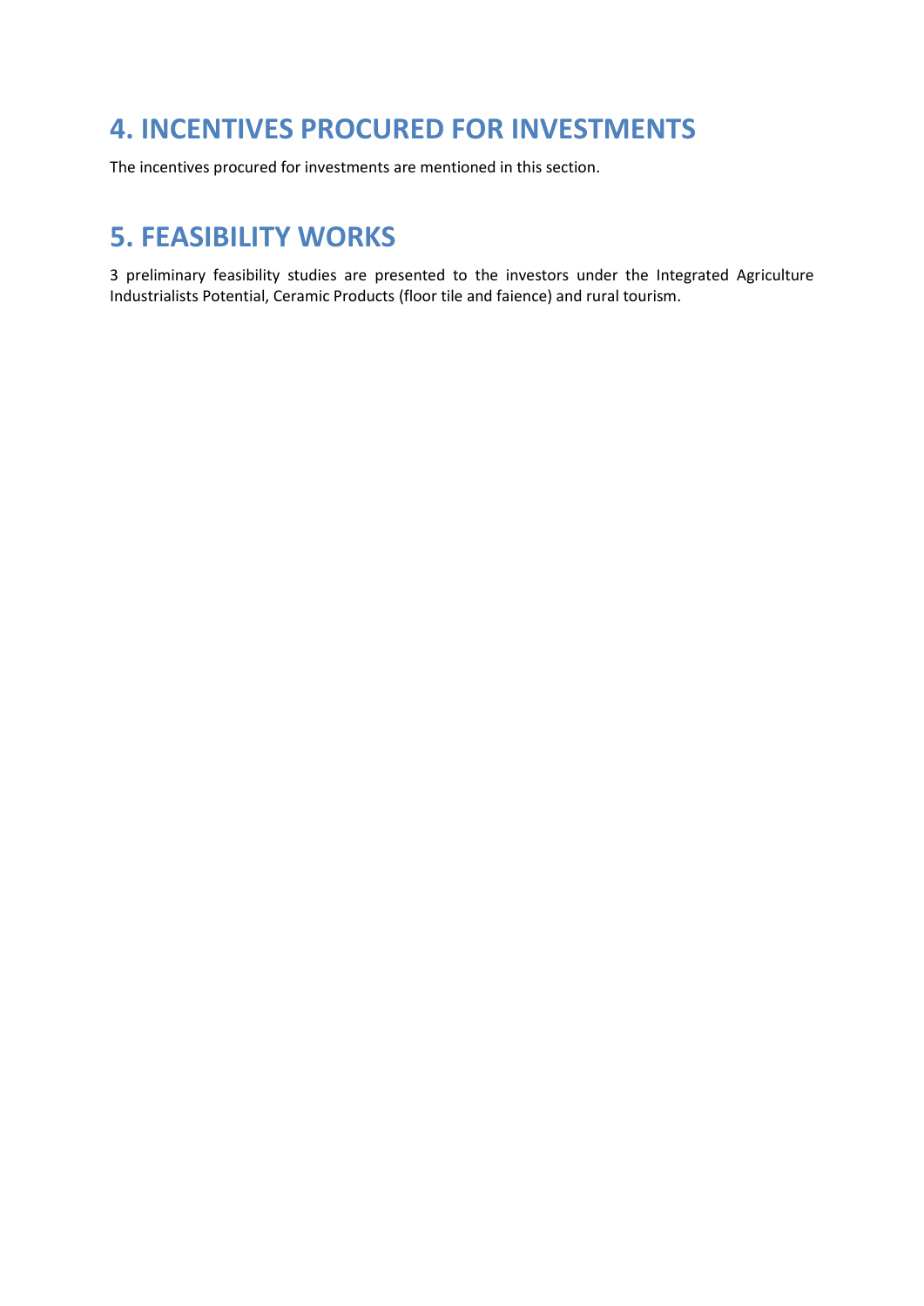# 4. INCENTIVES PROCURED FOR INVESTMENTS

The incentives procured for investments are mentioned in this section.

# 5. FEASIBILITY WORKS

3 preliminary feasibility studies are presented to the investors under the Integrated Agriculture Industrialists Potential, Ceramic Products (floor tile and faience) and rural tourism.